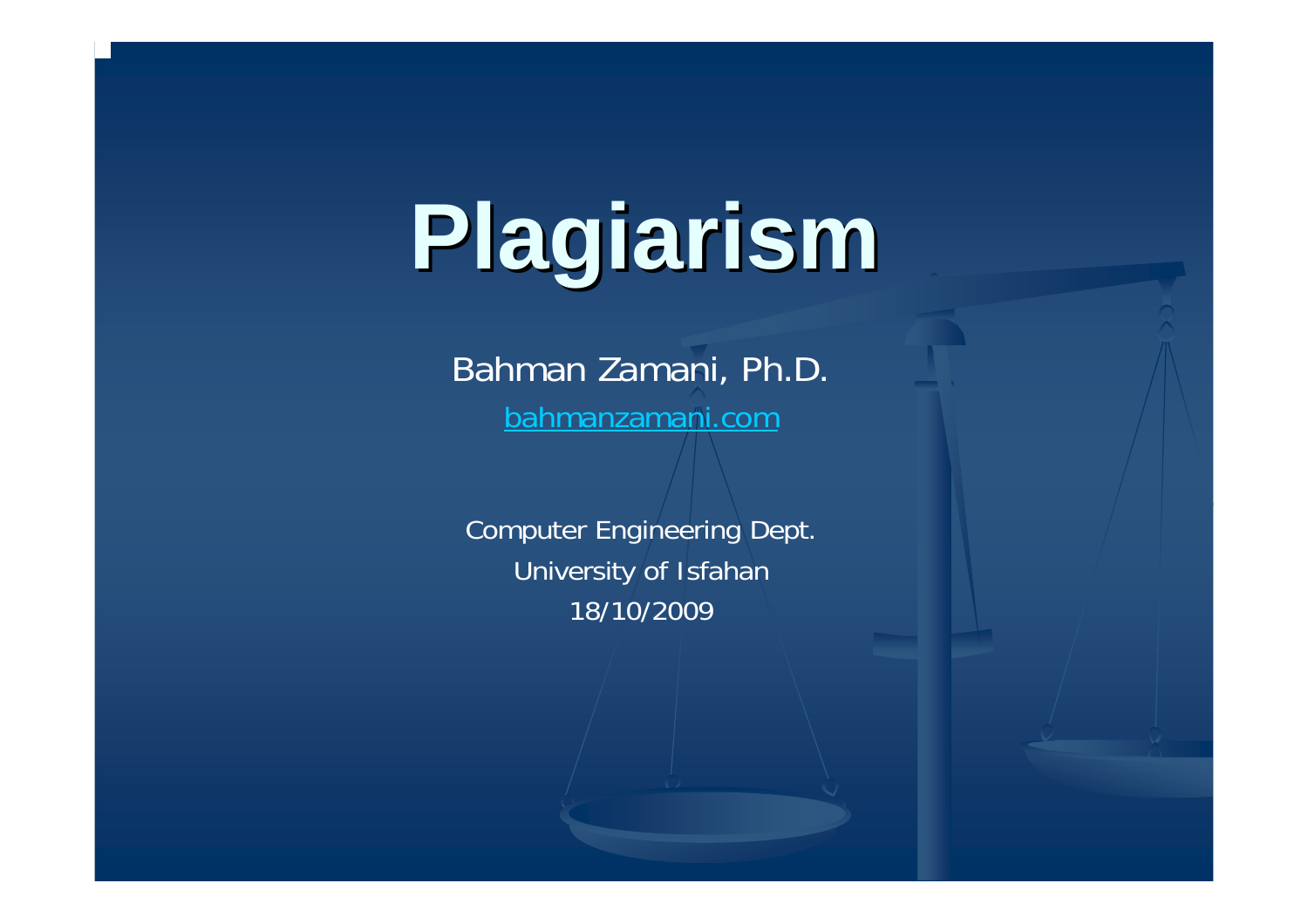# Plagiarism

Bahman Zamani, Ph.D.

bahmanzamani.com

Computer Engineering Dept.
University of Isfahan
18/10/2009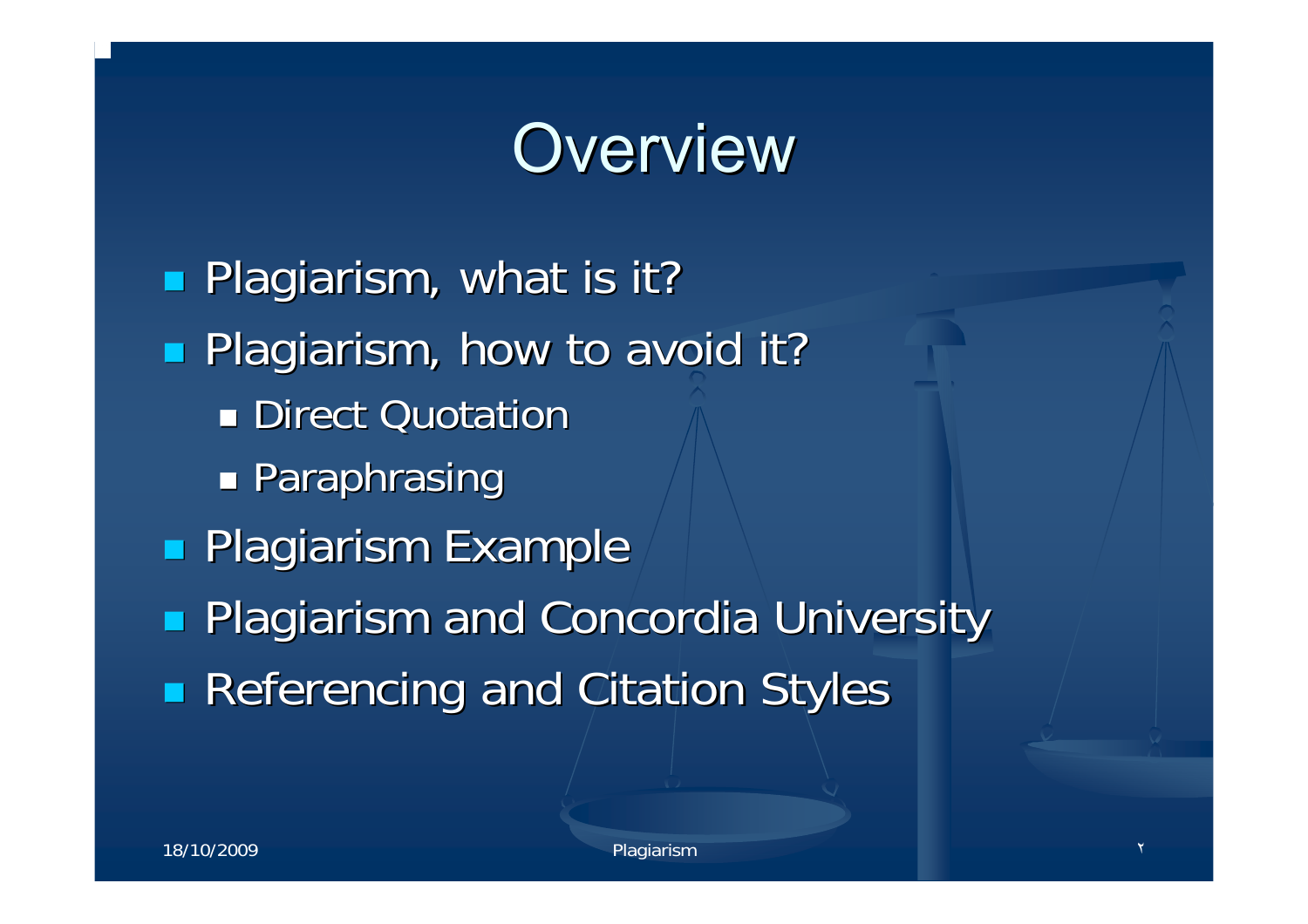# Overview

- Plagiarism, what is it?
- Plagiarism, how to avoid it?
  - Direct Quotation
  - Paraphrasing
- Plagiarism Example
- Plagiarism and Concordia University
- Referencing and Citation Styles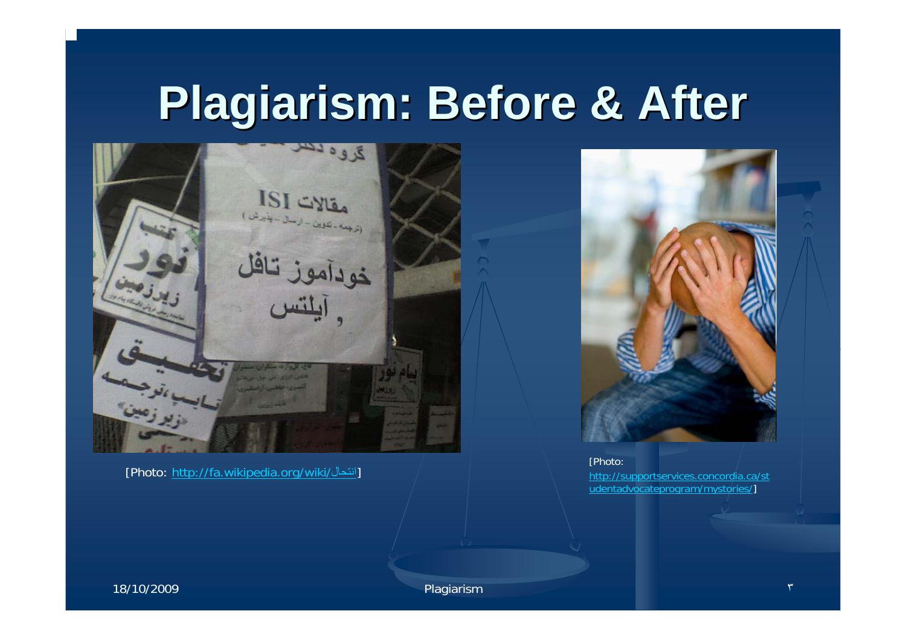# Plagiarism: Before & After

[Photo: http://fa.wikipedia.org/wiki/انتحال]

[Photo: http://supportservices.concordia.ca/studentadvocateprogram/mystories/]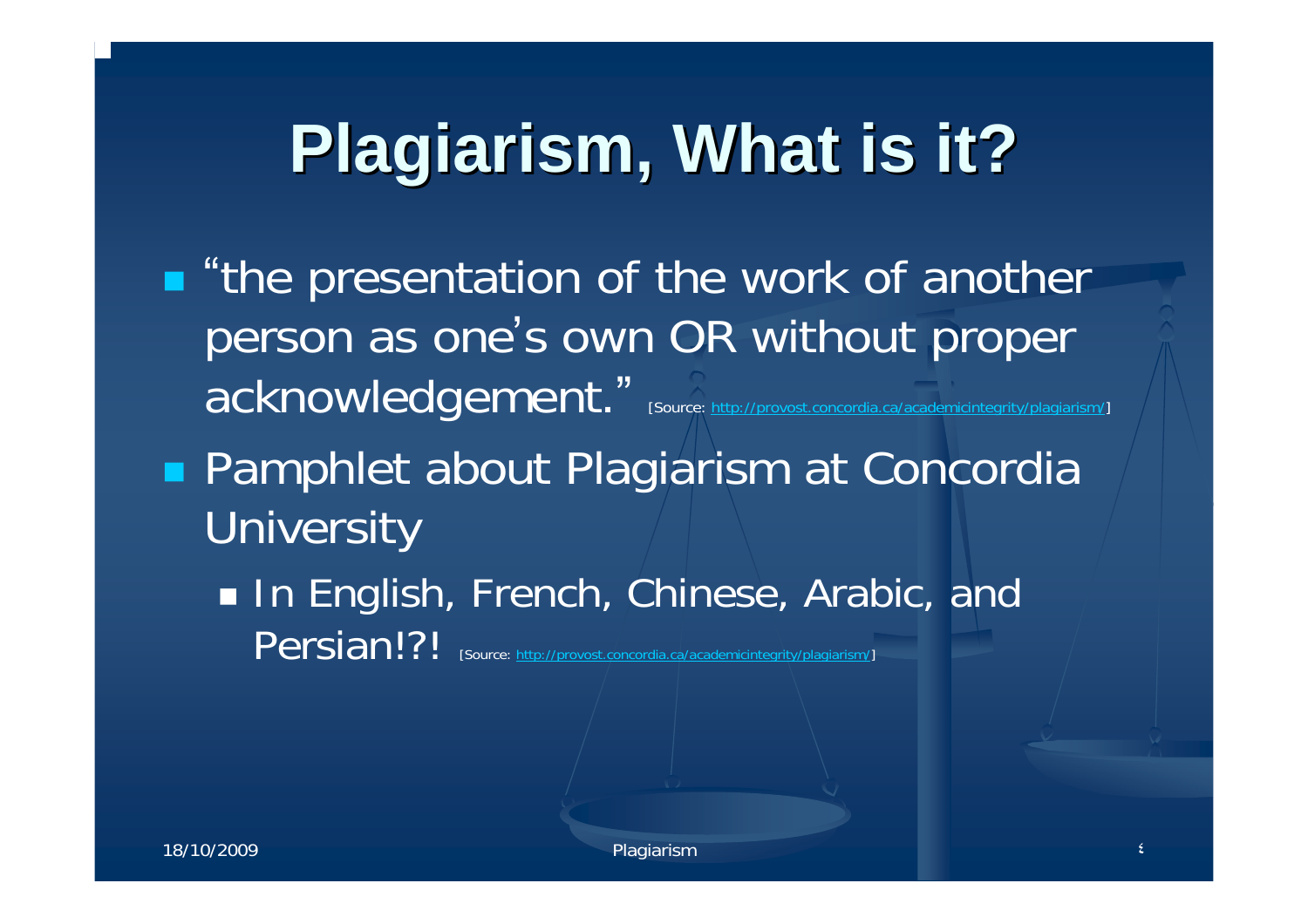# Plagiarism, What is it?

- "the presentation of the work of another person as one's own OR without proper acknowledgement." [Source: http://provost.concordia.ca/academicintegrity/plagiarism/]
- Pamphlet about Plagiarism at Concordia University
  - In English, French, Chinese, Arabic, and Persian!?! [Source: http://provost.concordia.ca/academicintegrity/plagiarism/]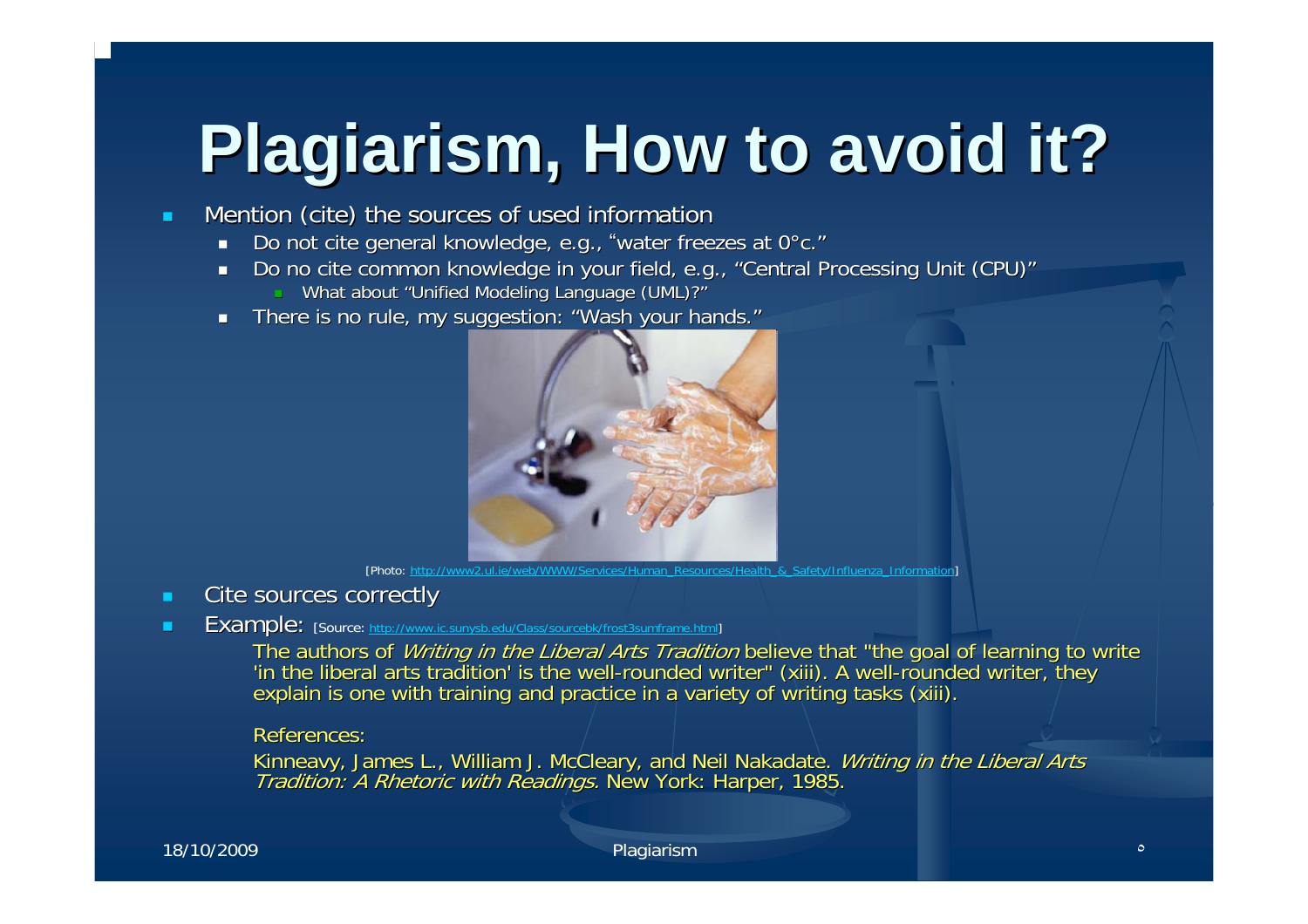# Plagiarism, How to avoid it?

- Mention (cite) the sources of used information
  - Do not cite general knowledge, e.g., "water freezes at 0°c."
  - Do no cite common knowledge in your field, e.g., "Central Processing Unit (CPU)"
    - What about "Unified Modeling Language (UML)?"
  - There is no rule, my suggestion: "Wash your hands."

[Photo: http://www2.ul.ie/web/WWW/Services/Human_Resources/Health_&_Safety/Influenza_Information]

- Cite sources correctly
- Example: [Source: http://www.ic.sunysb.edu/Class/sourcebk/frost3sumframe.html]

  The authors of *Writing in the Liberal Arts Tradition* believe that "the goal of learning to write 'in the liberal arts tradition' is the well-rounded writer" (xiii). A well-rounded writer, they explain is one with training and practice in a variety of writing tasks (xiii).

  References:

  Kinneavy, James L., William J. McCleary, and Neil Nakadate. *Writing in the Liberal Arts Tradition: A Rhetoric with Readings.* New York: Harper, 1985.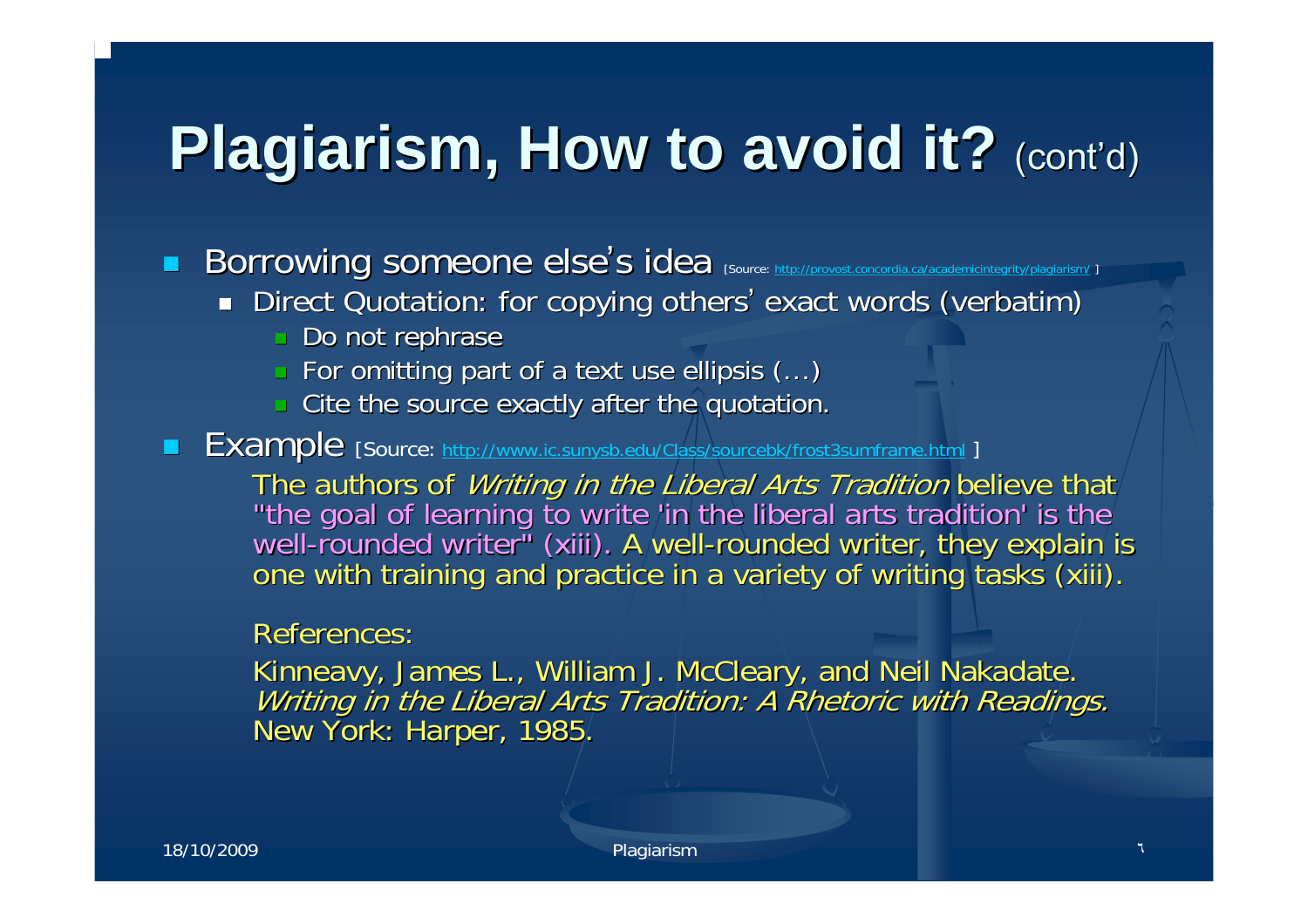# Plagiarism, How to avoid it? (cont'd)

- Borrowing someone else's idea [Source: http://provost.concordia.ca/academicintegrity/plagiarism/ ]
  - Direct Quotation: for copying others' exact words (verbatim)
    - Do not rephrase
    - For omitting part of a text use ellipsis (…)
    - Cite the source exactly after the quotation.
- Example [Source: http://www.ic.sunysb.edu/Class/sourcebk/frost3sumframe.html ]

  The authors of *Writing in the Liberal Arts Tradition* believe that "the goal of learning to write 'in the liberal arts tradition' is the well-rounded writer" (xiii). A well-rounded writer, they explain is one with training and practice in a variety of writing tasks (xiii).

  References:

  Kinneavy, James L., William J. McCleary, and Neil Nakadate. *Writing in the Liberal Arts Tradition: A Rhetoric with Readings.* New York: Harper, 1985.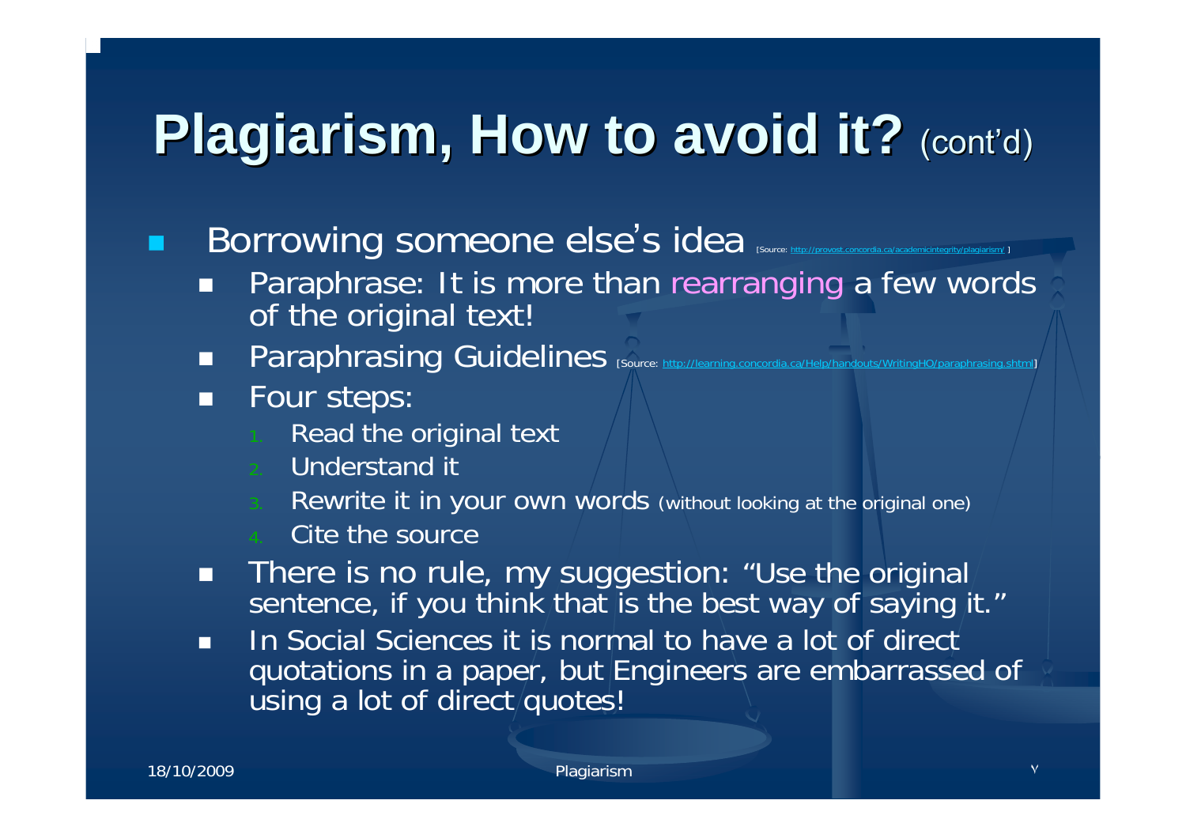# Plagiarism, How to avoid it? (cont'd)

- Borrowing someone else's idea [Source: http://provost.concordia.ca/academicintegrity/plagiarism/ ]
  - Paraphrase: It is more than rearranging a few words of the original text!
  - Paraphrasing Guidelines [Source: http://learning.concordia.ca/Help/handouts/WritingHO/paraphrasing.shtml]
  - Four steps:
    1. Read the original text
    2. Understand it
    3. Rewrite it in your own words (without looking at the original one)
    4. Cite the source
  - There is no rule, my suggestion: "Use the original sentence, if you think that is the best way of saying it."
  - In Social Sciences it is normal to have a lot of direct quotations in a paper, but Engineers are embarrassed of using a lot of direct quotes!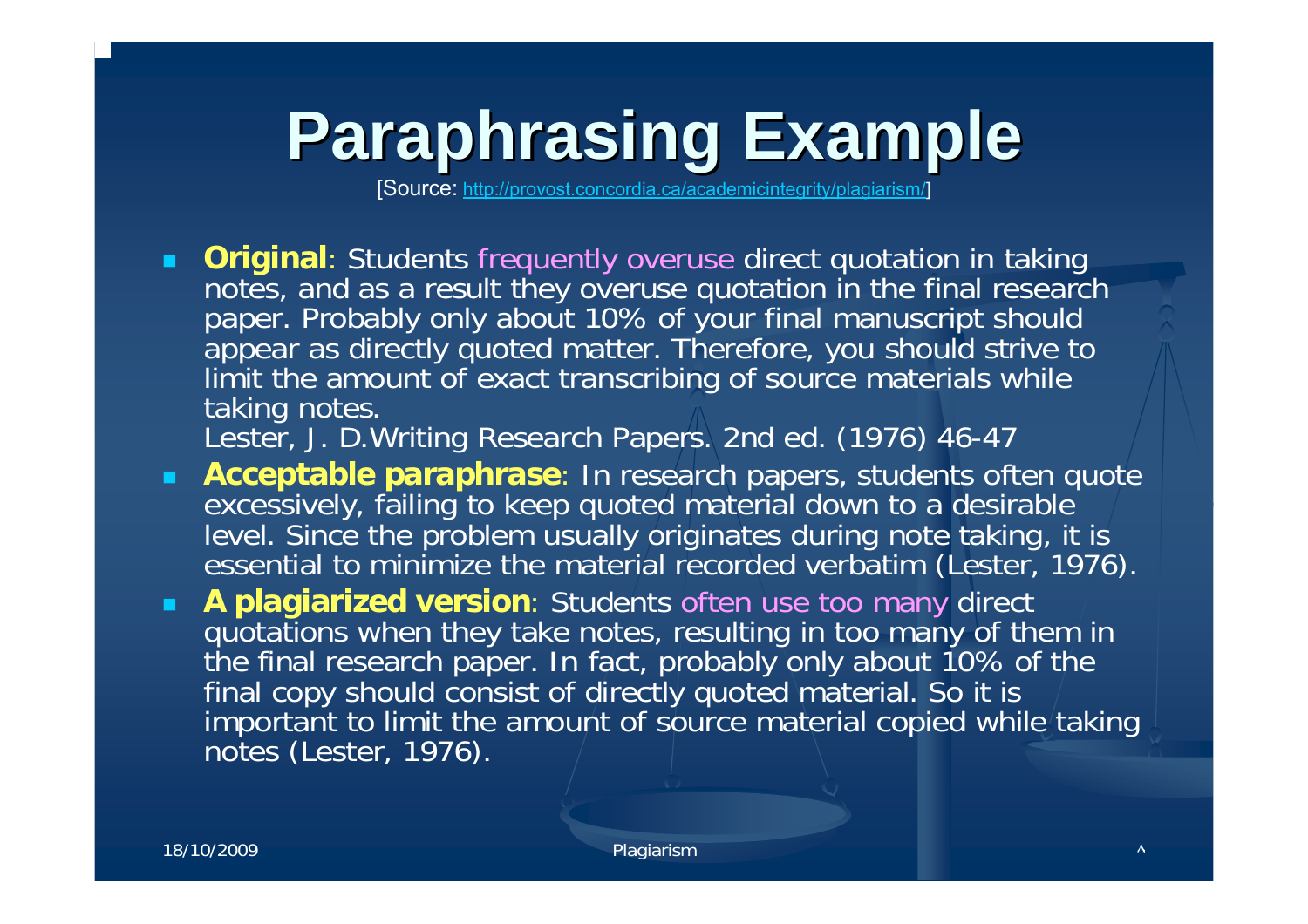# Paraphrasing Example

[Source: http://provost.concordia.ca/academicintegrity/plagiarism/]

- **Original**: Students frequently overuse direct quotation in taking notes, and as a result they overuse quotation in the final research paper. Probably only about 10% of your final manuscript should appear as directly quoted matter. Therefore, you should strive to limit the amount of exact transcribing of source materials while taking notes.
  Lester, J. D.Writing Research Papers. 2nd ed. (1976) 46-47
- **Acceptable paraphrase**: In research papers, students often quote excessively, failing to keep quoted material down to a desirable level. Since the problem usually originates during note taking, it is essential to minimize the material recorded verbatim (Lester, 1976).
- **A plagiarized version**: Students often use too many direct quotations when they take notes, resulting in too many of them in the final research paper. In fact, probably only about 10% of the final copy should consist of directly quoted material. So it is important to limit the amount of source material copied while taking notes (Lester, 1976).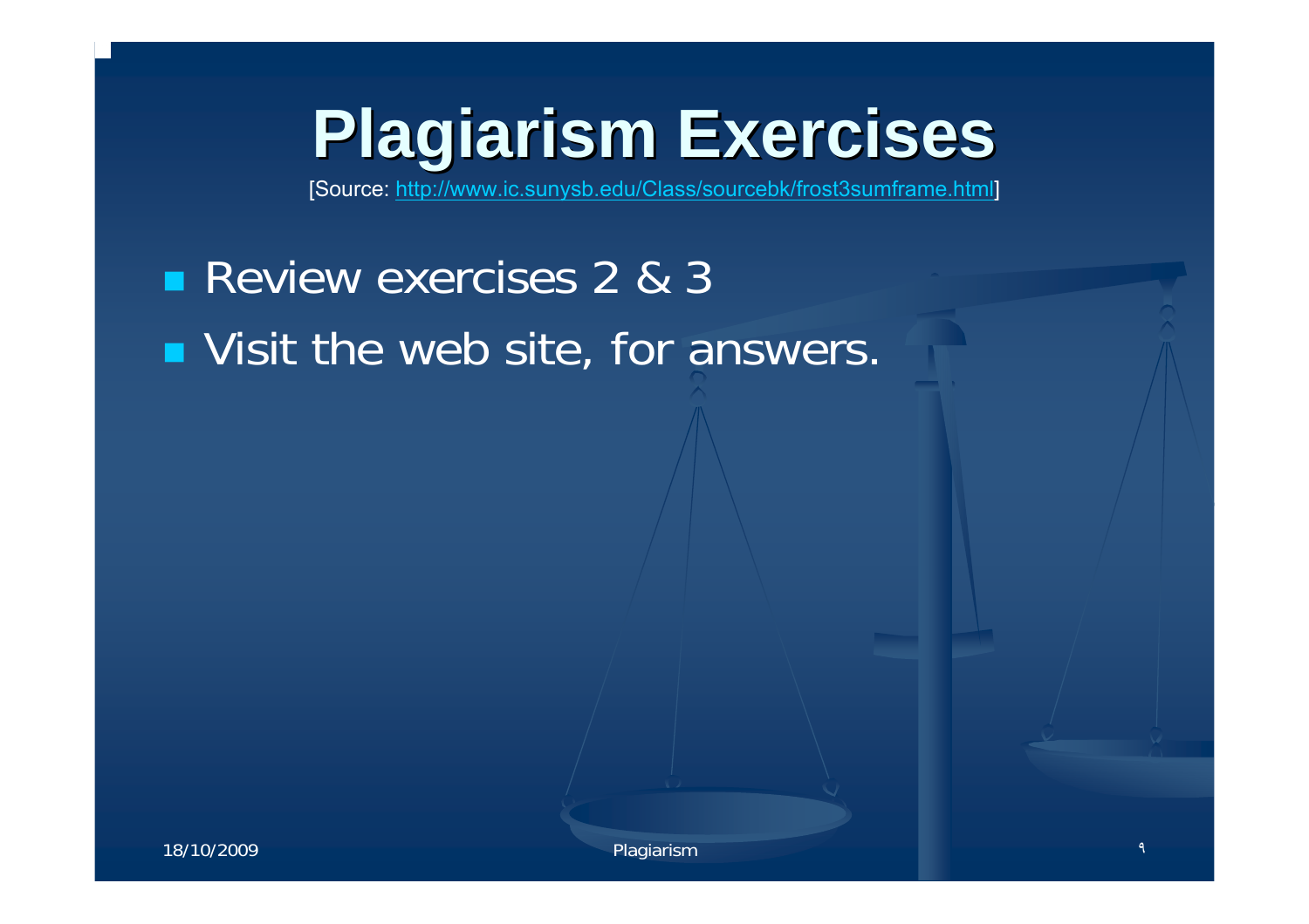# Plagiarism Exercises

[Source: http://www.ic.sunysb.edu/Class/sourcebk/frost3sumframe.html]

- Review exercises 2 & 3
- Visit the web site, for answers.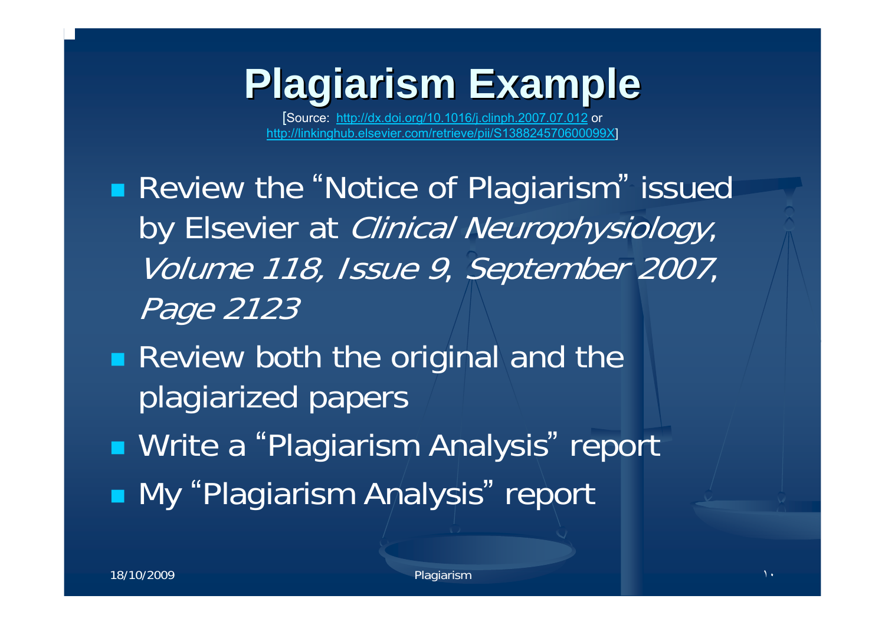# Plagiarism Example

[Source: http://dx.doi.org/10.1016/j.clinph.2007.07.012 or http://linkinghub.elsevier.com/retrieve/pii/S138824570600099X]

- Review the "Notice of Plagiarism" issued by Elsevier at *Clinical Neurophysiology, Volume 118, Issue 9, September 2007, Page 2123*
- Review both the original and the plagiarized papers
- Write a "Plagiarism Analysis" report
- My "Plagiarism Analysis" report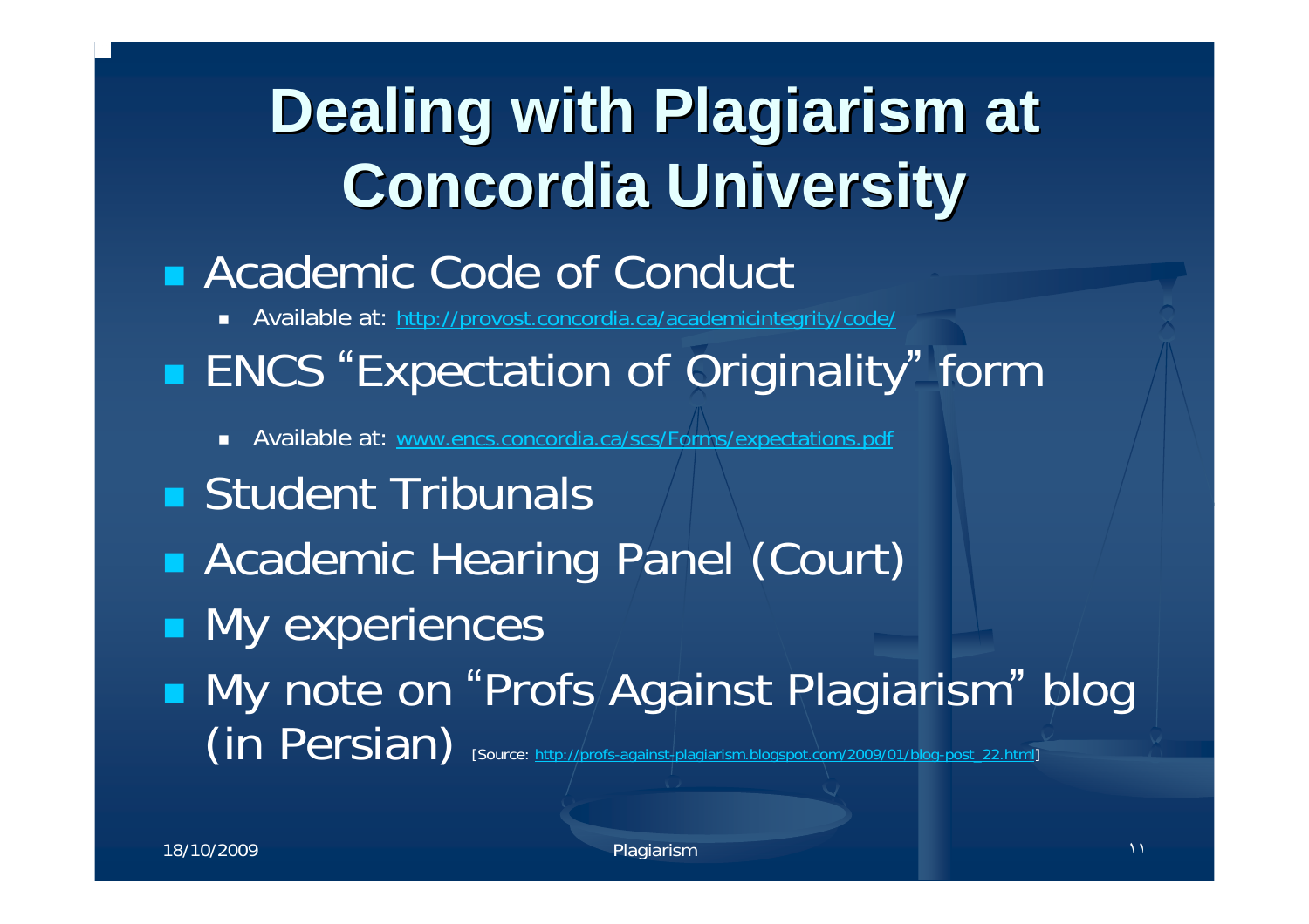# Dealing with Plagiarism at Concordia University

- Academic Code of Conduct
  - Available at: http://provost.concordia.ca/academicintegrity/code/
- ENCS "Expectation of Originality" form
  - Available at: www.encs.concordia.ca/scs/Forms/expectations.pdf
- Student Tribunals
- Academic Hearing Panel (Court)
- My experiences
- My note on "Profs Against Plagiarism" blog (in Persian) [Source: http://profs-against-plagiarism.blogspot.com/2009/01/blog-post_22.html]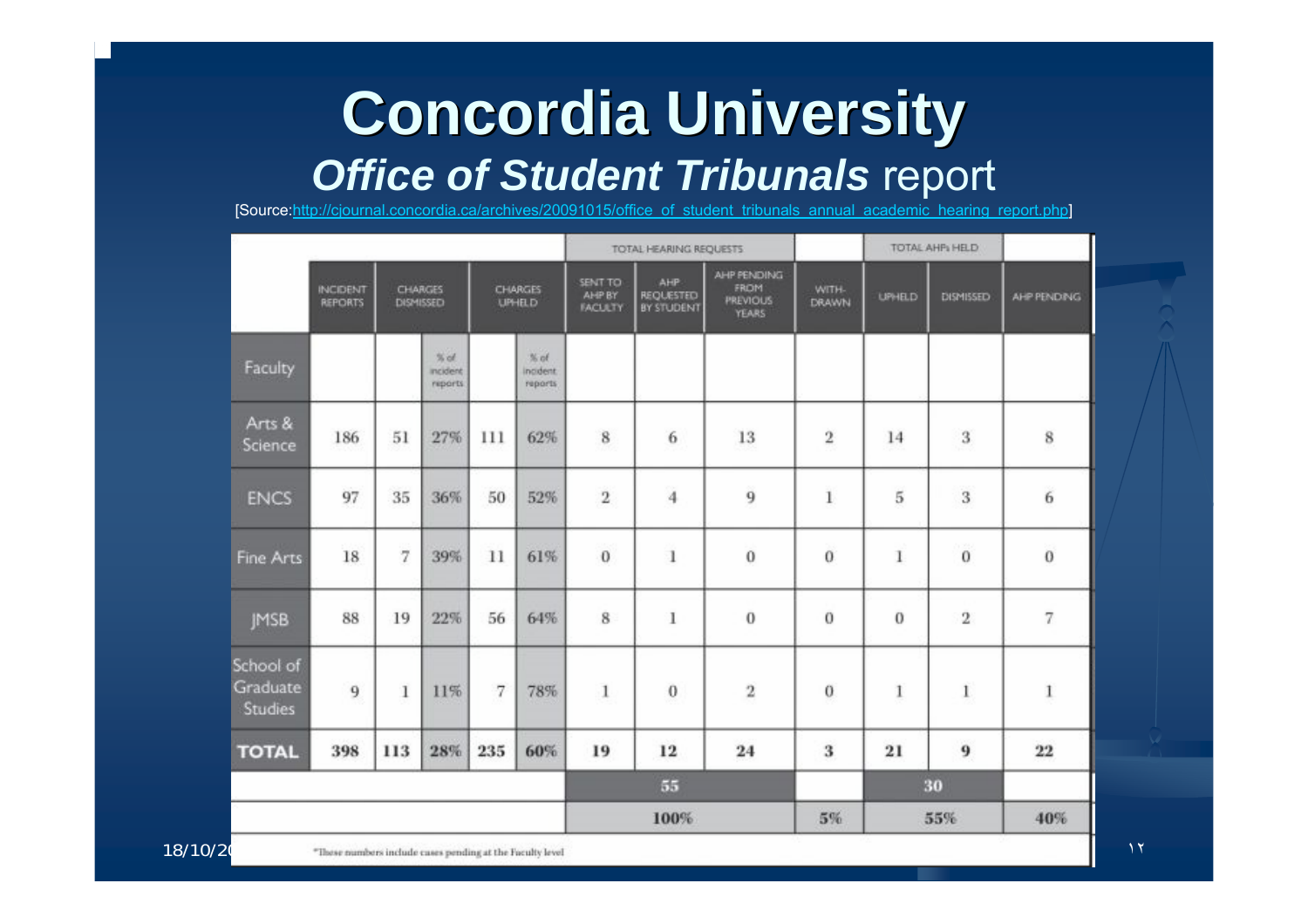# Concordia University

## *Office of Student Tribunals* report

[Source:http://cjournal.concordia.ca/archives/20091015/office_of_student_tribunals_annual_academic_hearing_report.php]

| | | | | | | TOTAL HEARING REQUESTS | | | | TOTAL AHPs HELD | | |
|---|---|---|---|---|---|---|---|---|---|---|---|---|
| | INCIDENT REPORTS | CHARGES DISMISSED | | CHARGES UPHELD | | SENT TO AHP BY FACULTY | AHP REQUESTED BY STUDENT | AHP PENDING FROM PREVIOUS YEARS | WITH-DRAWN | UPHELD | DISMISSED | AHP PENDING |
| Faculty | | | % of incident reports | | % of incident reports | | | | | | | |
| Arts & Science | 186 | 51 | 27% | 111 | 62% | 8 | 6 | 13 | 2 | 14 | 3 | 8 |
| ENCS | 97 | 35 | 36% | 50 | 52% | 2 | 4 | 9 | 1 | 5 | 3 | 6 |
| Fine Arts | 18 | 7 | 39% | 11 | 61% | 0 | 1 | 0 | 0 | 1 | 0 | 0 |
| JMSB | 88 | 19 | 22% | 56 | 64% | 8 | 1 | 0 | 0 | 0 | 2 | 7 |
| School of Graduate Studies | 9 | 1 | 11% | 7 | 78% | 1 | 0 | 2 | 0 | 1 | 1 | 1 |
| **TOTAL** | **398** | **113** | **28%** | **235** | **60%** | **19** | **12** | **24** | **3** | **21** | **9** | **22** |
| | | | | | | **55** | | | | **30** | | |
| | | | | | | **100%** | | | **5%** | **55%** | | **40%** |

*These numbers include cases pending at the Faculty level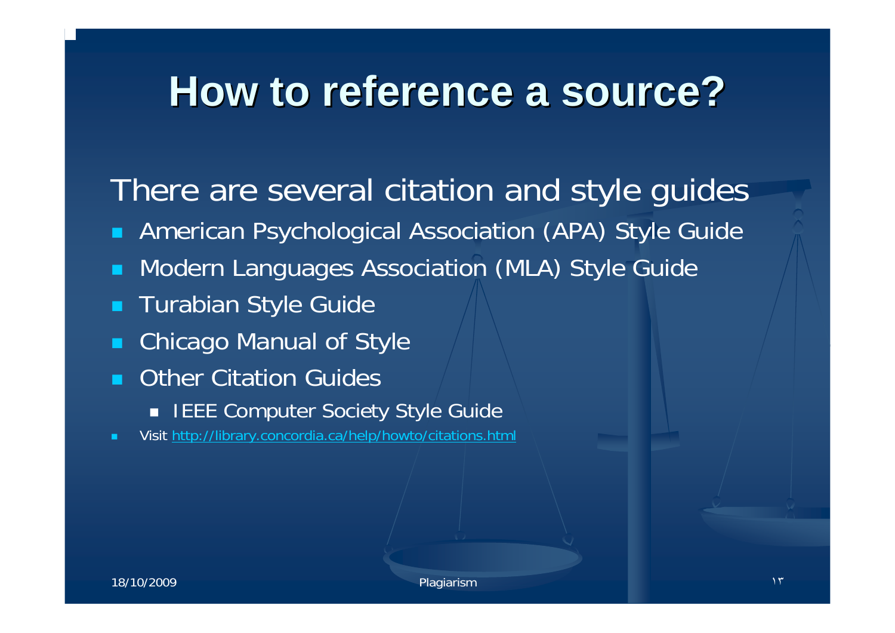# How to reference a source?

There are several citation and style guides

- American Psychological Association (APA) Style Guide
- Modern Languages Association (MLA) Style Guide
- Turabian Style Guide
- Chicago Manual of Style
- Other Citation Guides
  - IEEE Computer Society Style Guide
- Visit http://library.concordia.ca/help/howto/citations.html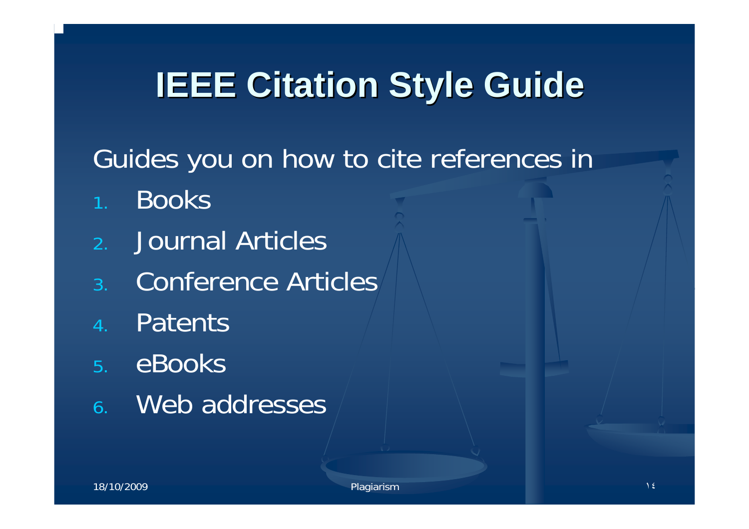# IEEE Citation Style Guide

Guides you on how to cite references in

1. Books
2. Journal Articles
3. Conference Articles
4. Patents
5. eBooks
6. Web addresses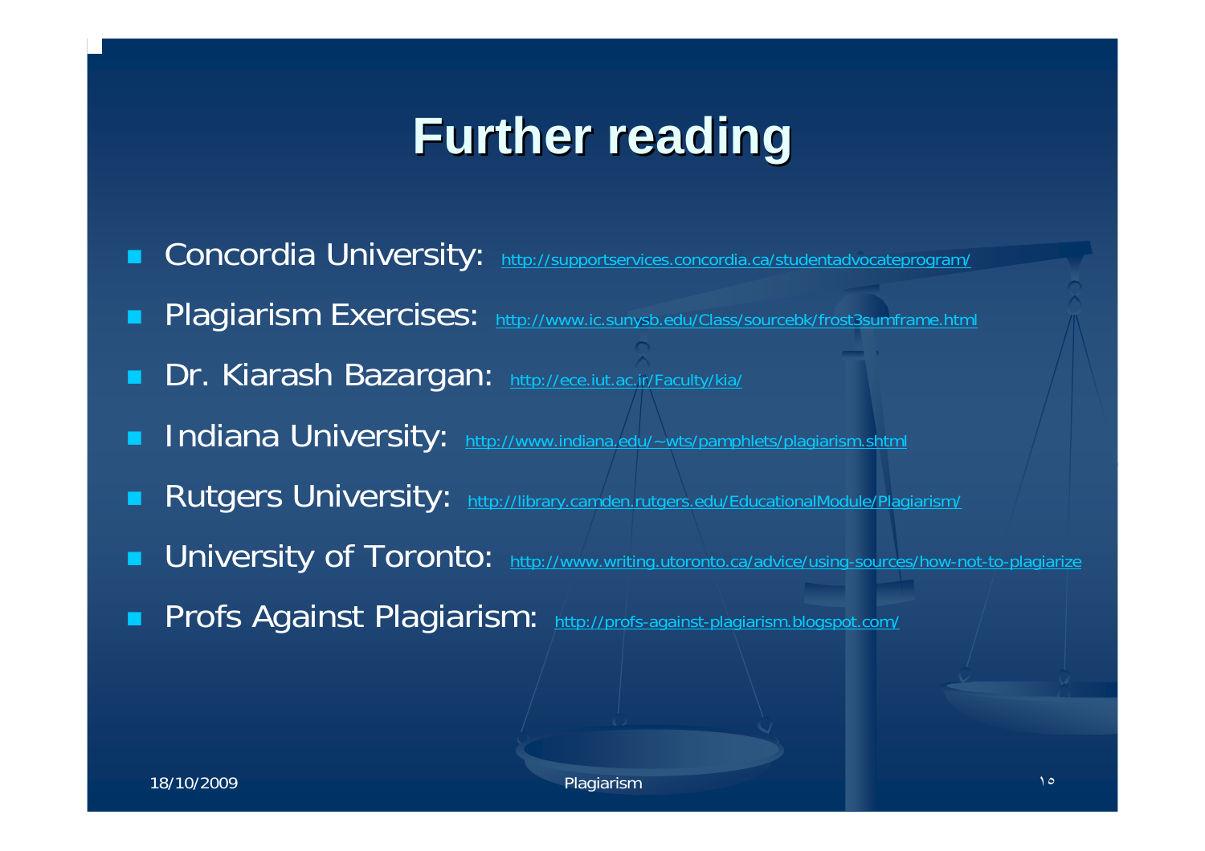# Further reading

- Concordia University: http://supportservices.concordia.ca/studentadvocateprogram/
- Plagiarism Exercises: http://www.ic.sunysb.edu/Class/sourcebk/frost3sumframe.html
- Dr. Kiarash Bazargan: http://ece.iut.ac.ir/Faculty/kia/
- Indiana University: http://www.indiana.edu/~wts/pamphlets/plagiarism.shtml
- Rutgers University: http://library.camden.rutgers.edu/EducationalModule/Plagiarism/
- University of Toronto: http://www.writing.utoronto.ca/advice/using-sources/how-not-to-plagiarize
- Profs Against Plagiarism: http://profs-against-plagiarism.blogspot.com/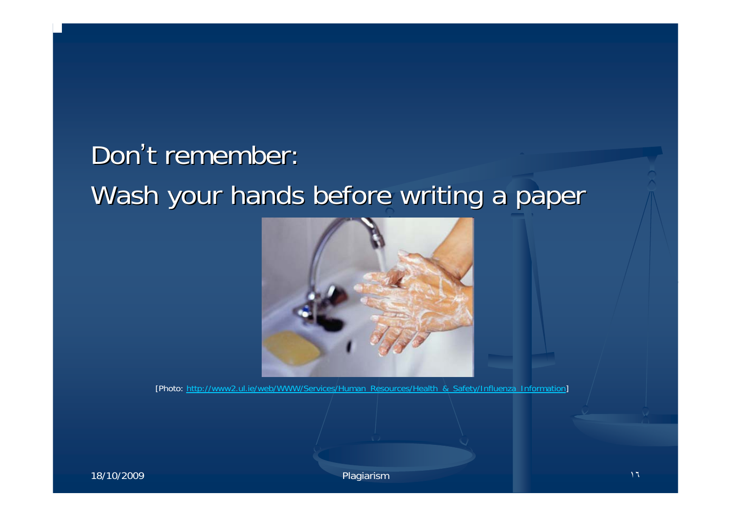Don't remember:

Wash your hands before writing a paper

[Photo: http://www2.ul.ie/web/WWW/Services/Human_Resources/Health_&_Safety/Influenza_Information]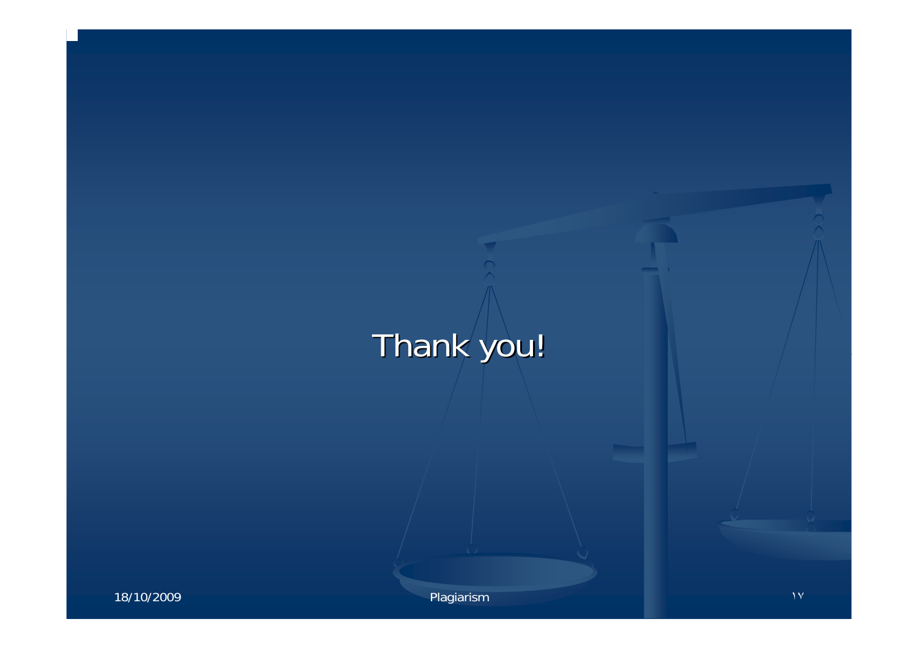Thank you!